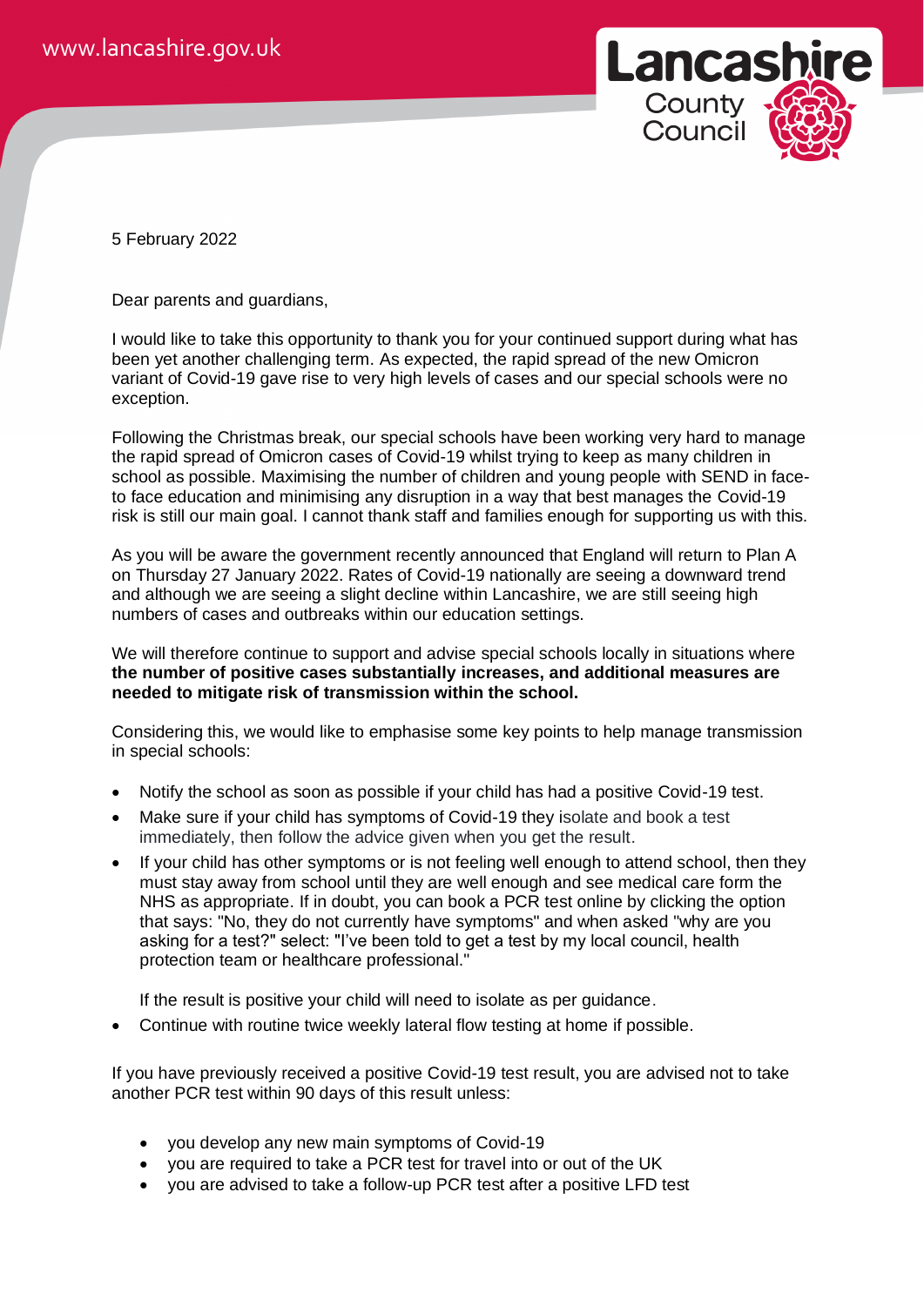5 February 2022

Dear parents and guardians,

I would like to take this opportunity to thank you for your continued support during what has been yet another challenging term. As expected, the rapid spread of the new Omicron variant of Covid-19 gave rise to very high levels of cases and our special schools were no exception.

Following the Christmas break, our special schools have been working very hard to manage the rapid spread of Omicron cases of Covid-19 whilst trying to keep as many children in school as possible. Maximising the number of children and young people with SEND in face-to face education and minimising any disruption in a way that best manages the Covid-19 risk is still our main goal. I cannot thank staff and families enough for supporting us with this.

As you will be aware the government recently announced that England will return to Plan A on Thursday 27 January 2022. Rates of Covid-19 nationally are seeing a downward trend and although we are seeing a slight decline within Lancashire, we are still seeing high numbers of cases and outbreaks within our education settings.

We will therefore continue to support and advise special schools locally in situations where **the number of positive cases substantially increases, and additional measures are needed to mitigate risk of transmission within the school.**

Considering this, we would like to emphasise some key points to help manage transmission in special schools:

- Notify the school as soon as possible if your child has had a positive Covid-19 test.
- Make sure if your child has symptoms of Covid-19 they isolate and book a test immediately, then follow the advice given when you get the result.
- If your child has other symptoms or is not feeling well enough to attend school, then they must stay away from school until they are well enough and see medical care form the NHS as appropriate. If in doubt, you can book a PCR test online by clicking the option that says: "No, they do not currently have symptoms" and when asked "why are you asking for a test?" select: "I've been told to get a test by my local council, health protection team or healthcare professional."

  If the result is positive your child will need to isolate as per guidance.
- Continue with routine twice weekly lateral flow testing at home if possible.

If you have previously received a positive Covid-19 test result, you are advised not to take another PCR test within 90 days of this result unless:

- you develop any new main symptoms of Covid-19
- you are required to take a PCR test for travel into or out of the UK
- you are advised to take a follow-up PCR test after a positive LFD test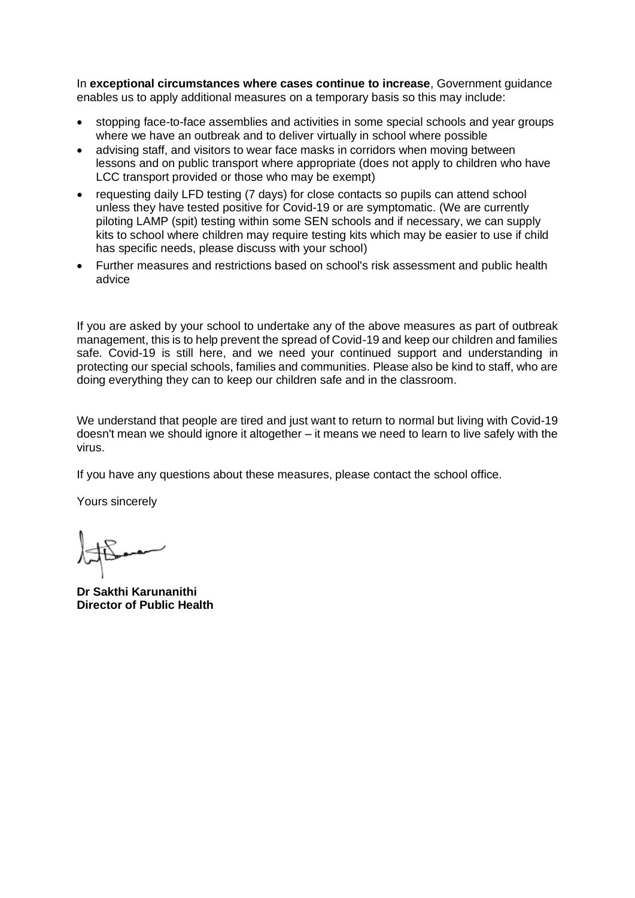In **exceptional circumstances where cases continue to increase**, Government guidance enables us to apply additional measures on a temporary basis so this may include:

- stopping face-to-face assemblies and activities in some special schools and year groups where we have an outbreak and to deliver virtually in school where possible
- advising staff, and visitors to wear face masks in corridors when moving between lessons and on public transport where appropriate (does not apply to children who have LCC transport provided or those who may be exempt)
- requesting daily LFD testing (7 days) for close contacts so pupils can attend school unless they have tested positive for Covid-19 or are symptomatic. (We are currently piloting LAMP (spit) testing within some SEN schools and if necessary, we can supply kits to school where children may require testing kits which may be easier to use if child has specific needs, please discuss with your school)
- Further measures and restrictions based on school's risk assessment and public health advice

If you are asked by your school to undertake any of the above measures as part of outbreak management, this is to help prevent the spread of Covid-19 and keep our children and families safe. Covid-19 is still here, and we need your continued support and understanding in protecting our special schools, families and communities. Please also be kind to staff, who are doing everything they can to keep our children safe and in the classroom.

We understand that people are tired and just want to return to normal but living with Covid-19 doesn't mean we should ignore it altogether – it means we need to learn to live safely with the virus.

If you have any questions about these measures, please contact the school office.

Yours sincerely

**Dr Sakthi Karunanithi**
**Director of Public Health**